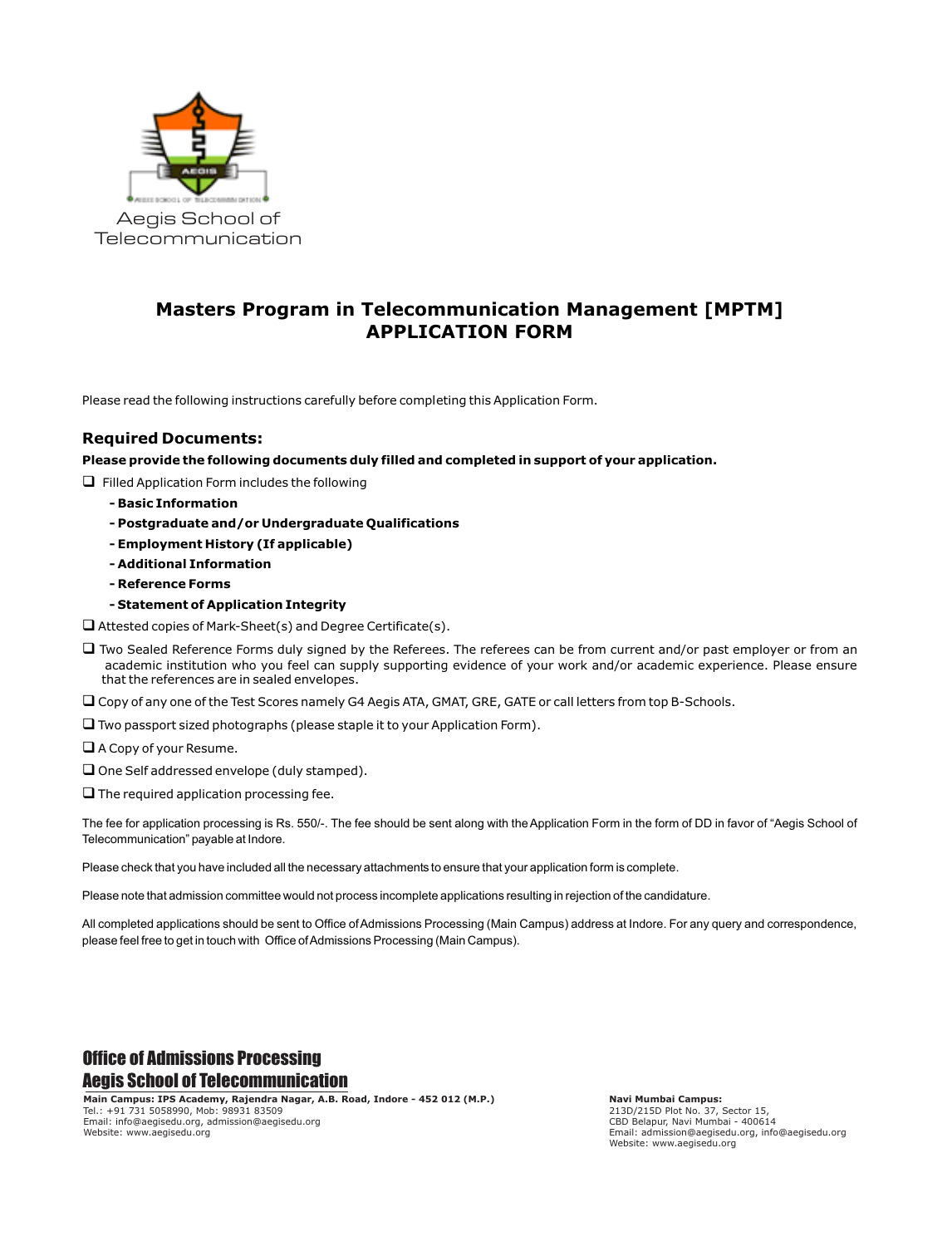Aegis School of Telecommunication

# Masters Program in Telecommunication Management [MPTM]
# APPLICATION FORM

Please read the following instructions carefully before completing this Application Form.

## Required Documents:

**Please provide the following documents duly filled and completed in support of your application.**

- ❑ Filled Application Form includes the following
  - **- Basic Information**
  - **- Postgraduate and/or Undergraduate Qualifications**
  - **- Employment History (If applicable)**
  - **- Additional Information**
  - **- Reference Forms**
  - **- Statement of Application Integrity**
- ❑ Attested copies of Mark-Sheet(s) and Degree Certificate(s).
- ❑ Two Sealed Reference Forms duly signed by the Referees. The referees can be from current and/or past employer or from an academic institution who you feel can supply supporting evidence of your work and/or academic experience. Please ensure that the references are in sealed envelopes.
- ❑ Copy of any one of the Test Scores namely G4 Aegis ATA, GMAT, GRE, GATE or call letters from top B-Schools.
- ❑ Two passport sized photographs (please staple it to your Application Form).
- ❑ A Copy of your Resume.
- ❑ One Self addressed envelope (duly stamped).
- ❑ The required application processing fee.

The fee for application processing is Rs. 550/-. The fee should be sent along with the Application Form in the form of DD in favor of "Aegis School of Telecommunication" payable at Indore.

Please check that you have included all the necessary attachments to ensure that your application form is complete.

Please note that admission committee would not process incomplete applications resulting in rejection of the candidature.

All completed applications should be sent to Office of Admissions Processing (Main Campus) address at Indore. For any query and correspondence, please feel free to get in touch with Office of Admissions Processing (Main Campus).

**Office of Admissions Processing**
**Aegis School of Telecommunication**

**Main Campus: IPS Academy, Rajendra Nagar, A.B. Road, Indore - 452 012 (M.P.)**
Tel.: +91 731 5058990, Mob: 98931 83509
Email: info@aegisedu.org, admission@aegisedu.org
Website: www.aegisedu.org

**Navi Mumbai Campus:**
213D/215D Plot No. 37, Sector 15,
CBD Belapur, Navi Mumbai - 400614
Email: admission@aegisedu.org, info@aegisedu.org
Website: www.aegisedu.org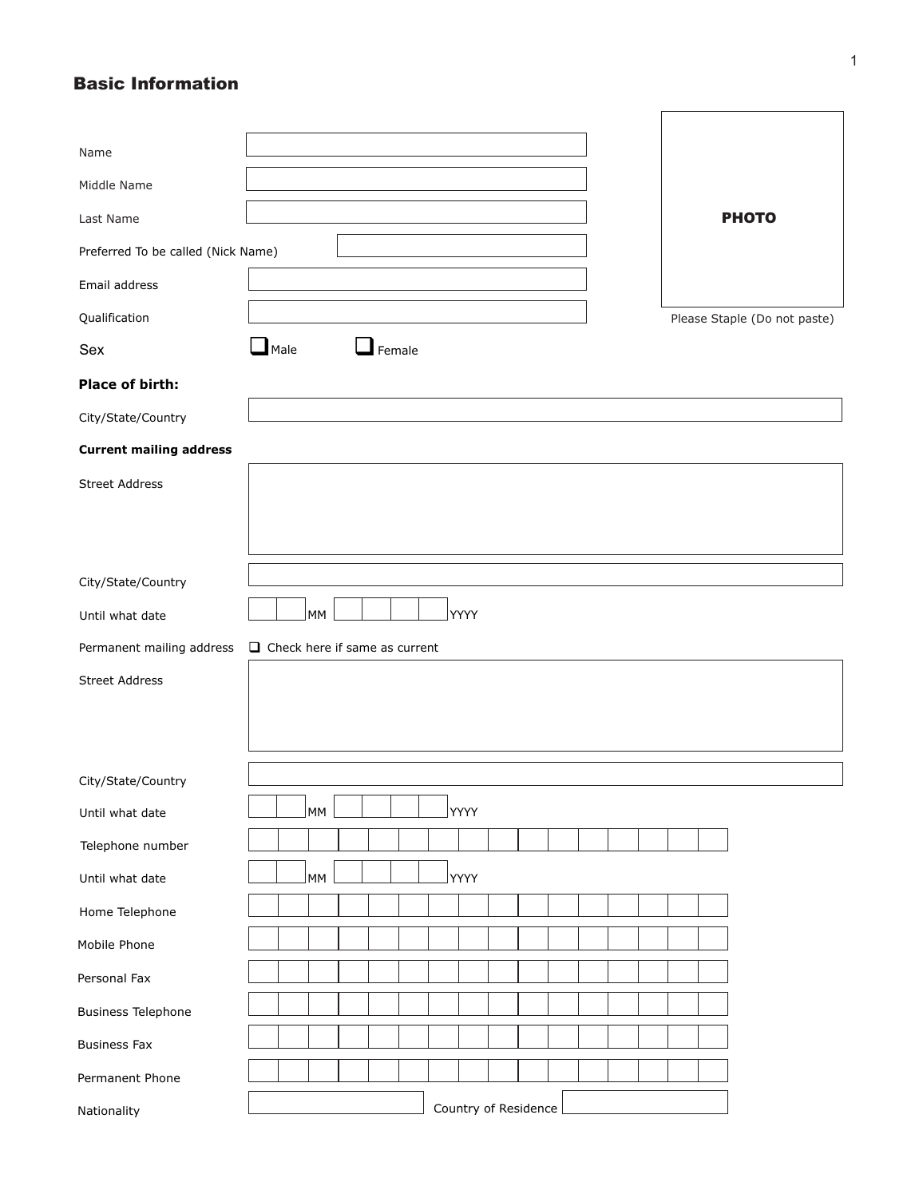## Basic Information

**PHOTO**

Please Staple (Do not paste)

Name ____________________

Middle Name ____________________

Last Name ____________________

Preferred To be called (Nick Name) ____________________

Email address ____________________

Qualification ____________________

Sex ☐ Male ☐ Female

**Place of birth:**

City/State/Country ____________________

**Current mailing address**

Street Address ____________________

City/State/Country ____________________

Until what date __ __ MM __ __ __ __ YYYY

Permanent mailing address ☐ Check here if same as current

Street Address ____________________

City/State/Country ____________________

Until what date __ __ MM __ __ __ __ YYYY

Telephone number ____________________

Until what date __ __ MM __ __ __ __ YYYY

Home Telephone ____________________

Mobile Phone ____________________

Personal Fax ____________________

Business Telephone ____________________

Business Fax ____________________

Permanent Phone ____________________

Nationality ____________________ Country of Residence ____________________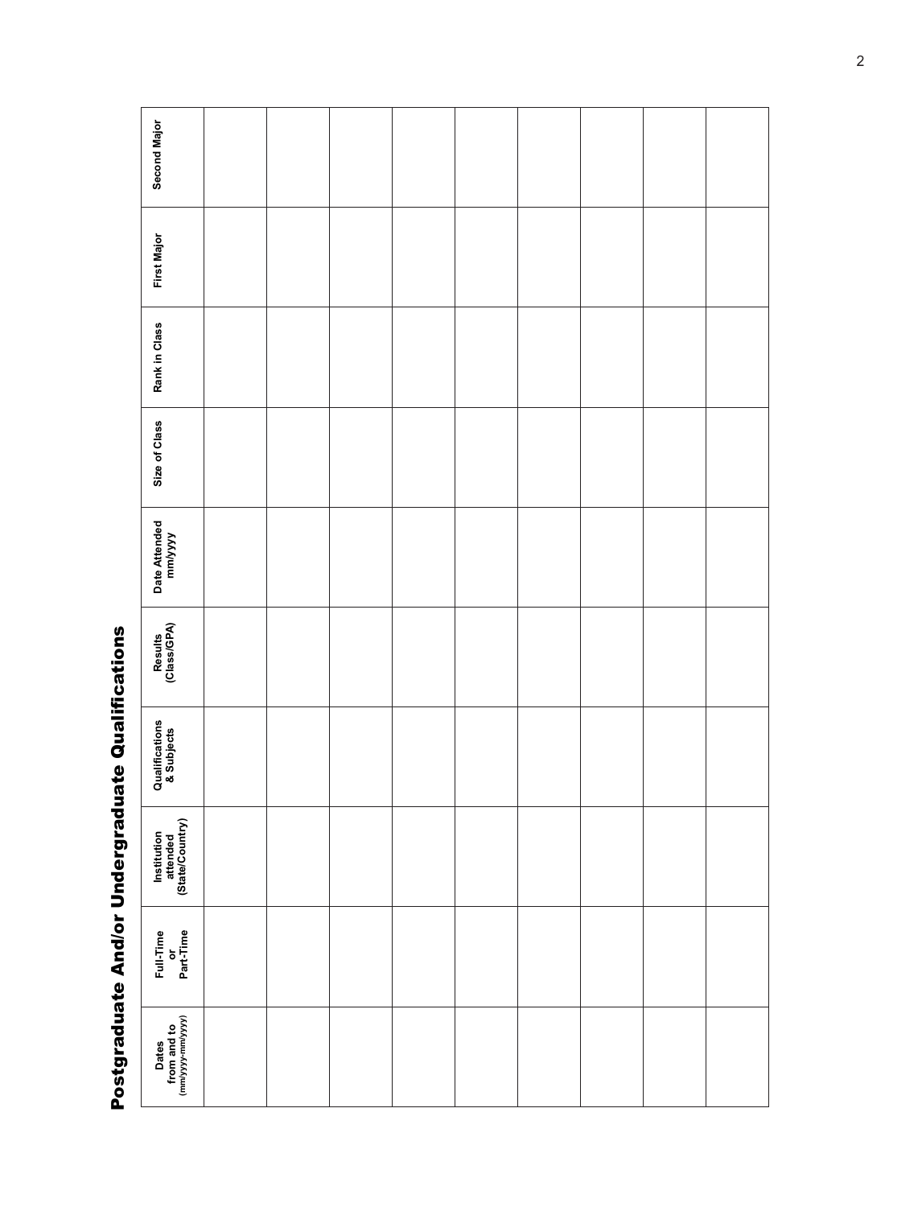## Postgraduate And/or Undergraduate Qualifications

| Dates from and to (mm/yyyy-mm/yyyy) | Full-Time or Part-Time | Institution attended (State/Country) | Qualifications & Subjects | Results (Class/GPA) | Date Attended mm/yyyy | Size of Class | Rank in Class | First Major | Second Major |
|---|---|---|---|---|---|---|---|---|---|
| | | | | | | | | | |
| | | | | | | | | | |
| | | | | | | | | | |
| | | | | | | | | | |
| | | | | | | | | | |
| | | | | | | | | | |
| | | | | | | | | | |
| | | | | | | | | | |
| | | | | | | | | | |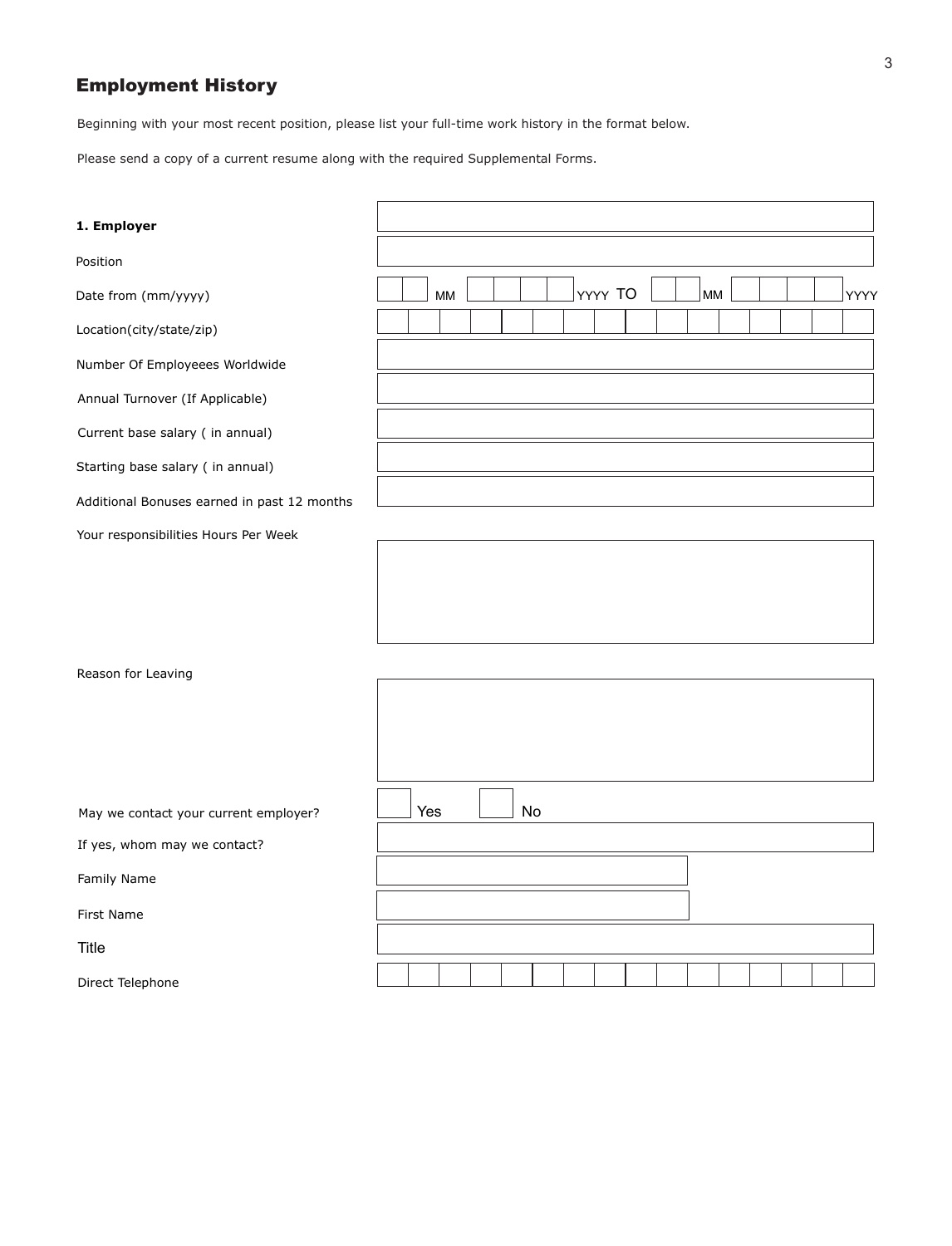## Employment History

Beginning with your most recent position, please list your full-time work history in the format below.

Please send a copy of a current resume along with the required Supplemental Forms.

| | |
|---|---|
| **1. Employer** | |
| Position | |
| Date from (mm/yyyy) | MM YYYY TO MM YYYY |
| Location(city/state/zip) | |
| Number Of Employeees Worldwide | |
| Annual Turnover (If Applicable) | |
| Current base salary ( in annual) | |
| Starting base salary ( in annual) | |
| Additional Bonuses earned in past 12 months | |
| Your responsibilities Hours Per Week | |
| Reason for Leaving | |
| May we contact your current employer? | Yes No |
| If yes, whom may we contact? | |
| Family Name | |
| First Name | |
| Title | |
| Direct Telephone | |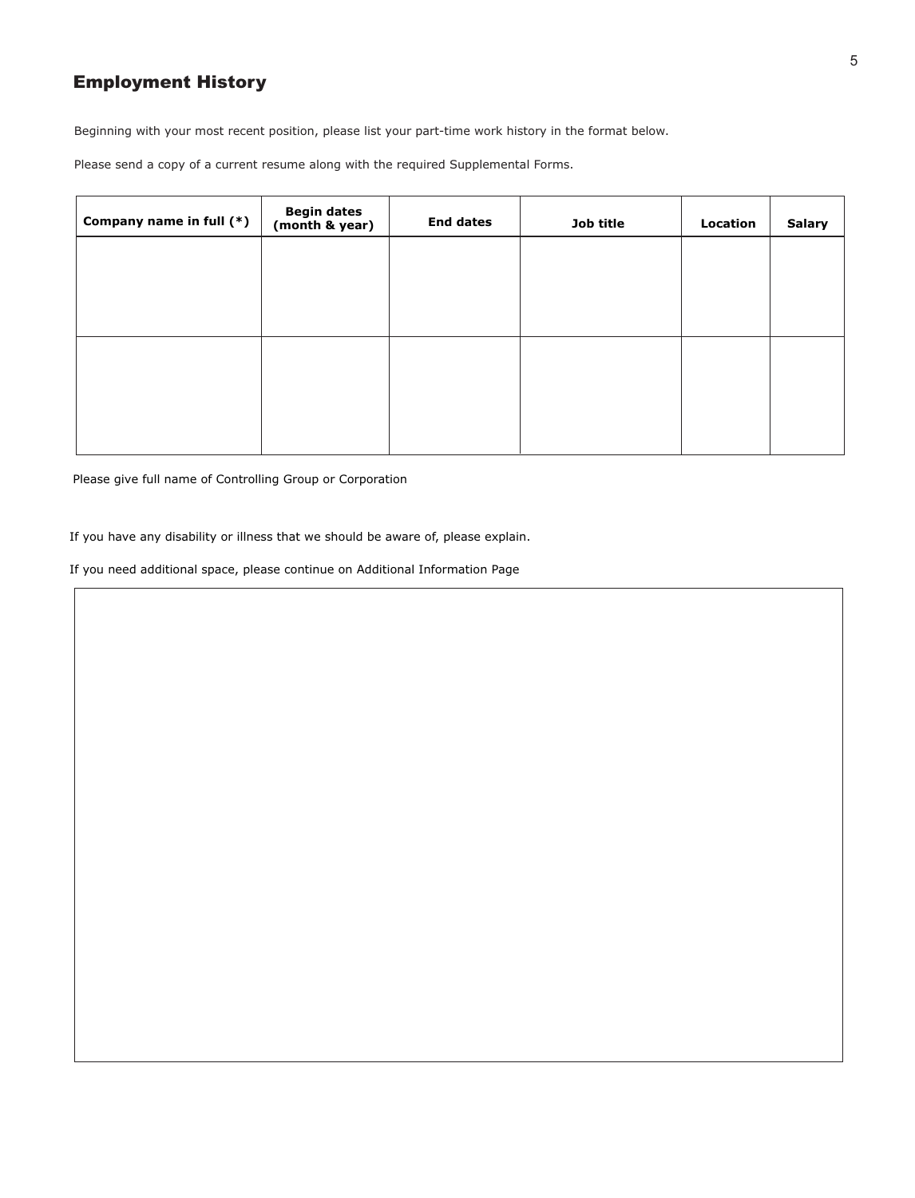## Employment History

Beginning with your most recent position, please list your part-time work history in the format below.

Please send a copy of a current resume along with the required Supplemental Forms.

| Company name in full (*) | Begin dates (month & year) | End dates | Job title | Location | Salary |
| --- | --- | --- | --- | --- | --- |
| | | | | | |
| | | | | | |

Please give full name of Controlling Group or Corporation

If you have any disability or illness that we should be aware of, please explain.

If you need additional space, please continue on Additional Information Page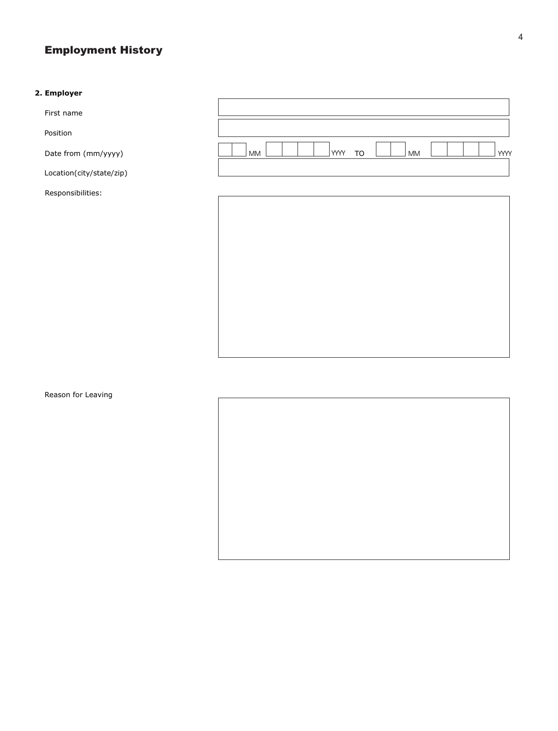## Employment History

**2. Employer**

First name

Position

Date from (mm/yyyy) MM YYYY TO MM YYYY

Location(city/state/zip)

Responsibilities:

Reason for Leaving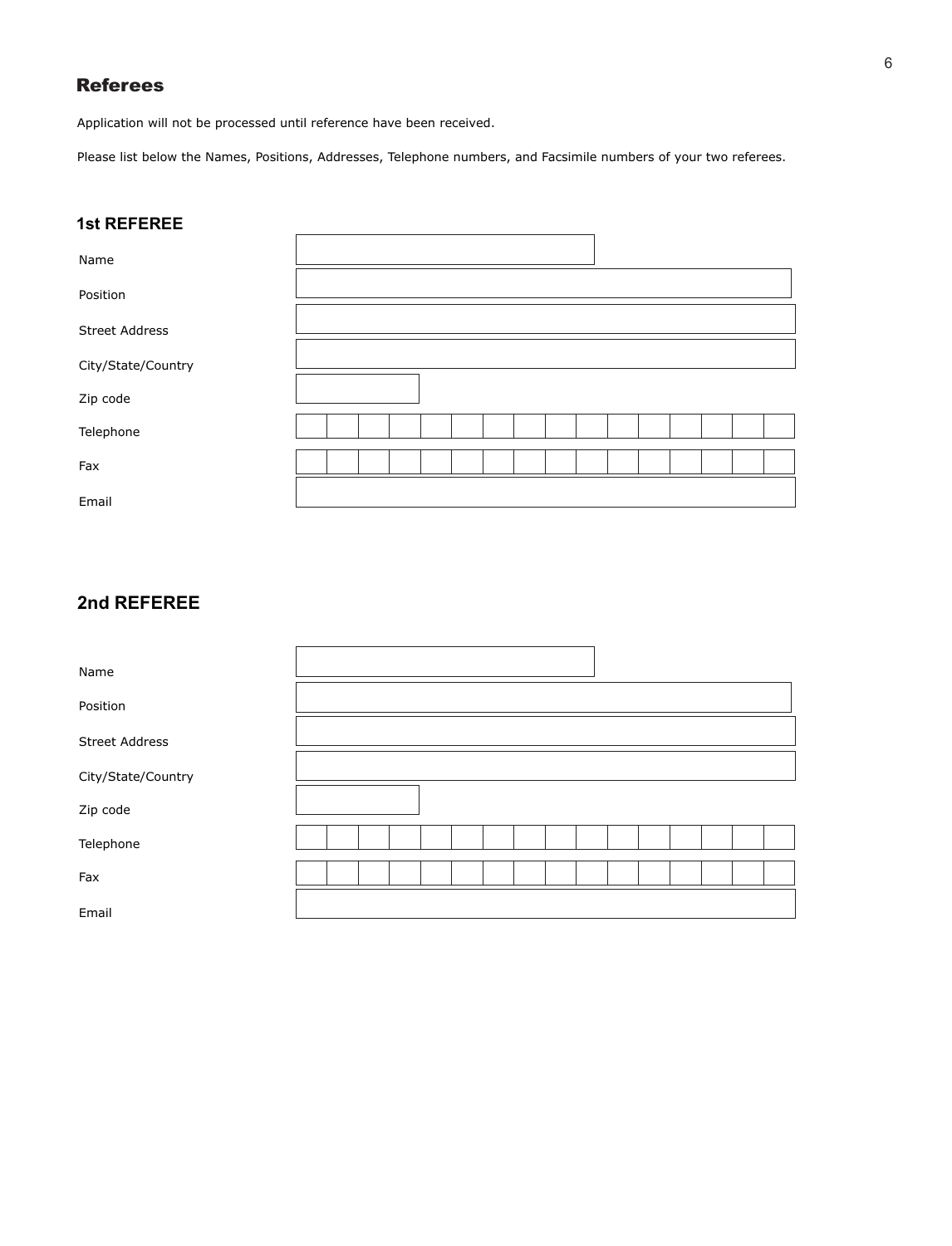## Referees

Application will not be processed until reference have been received.

Please list below the Names, Positions, Addresses, Telephone numbers, and Facsimile numbers of your two referees.

### 1st REFEREE

Name

Position

Street Address

City/State/Country

Zip code

Telephone

Fax

Email

### 2nd REFEREE

Name

Position

Street Address

City/State/Country

Zip code

Telephone

Fax

Email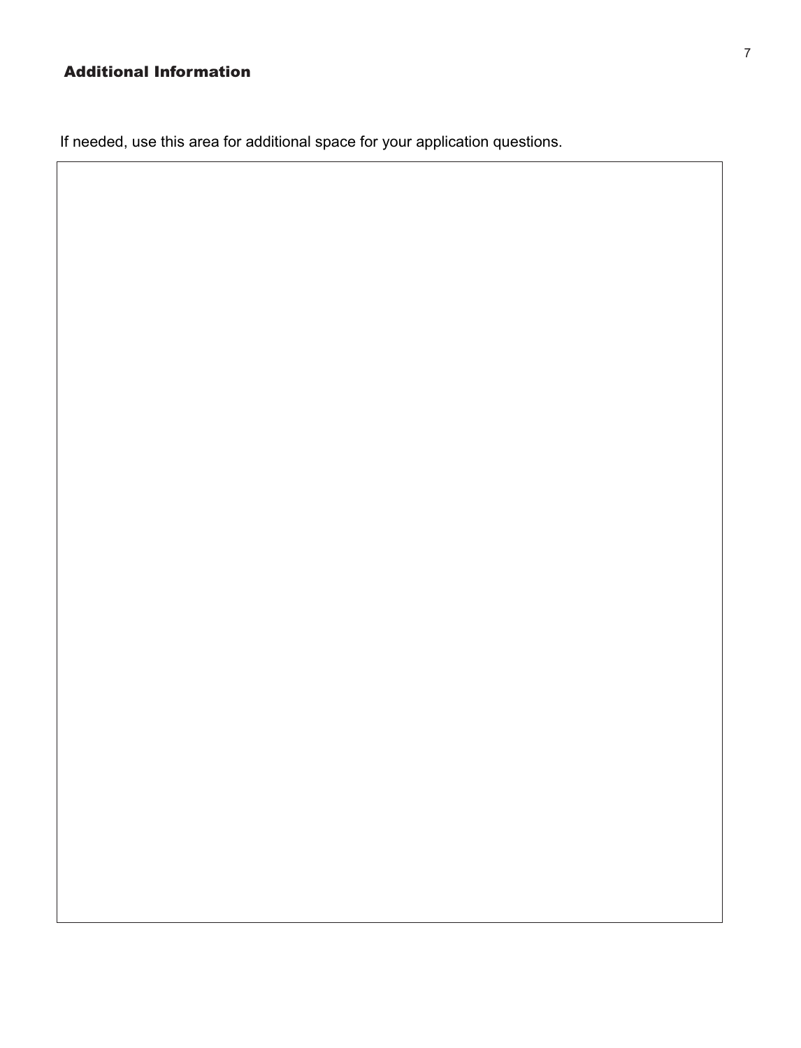## Additional Information

If needed, use this area for additional space for your application questions.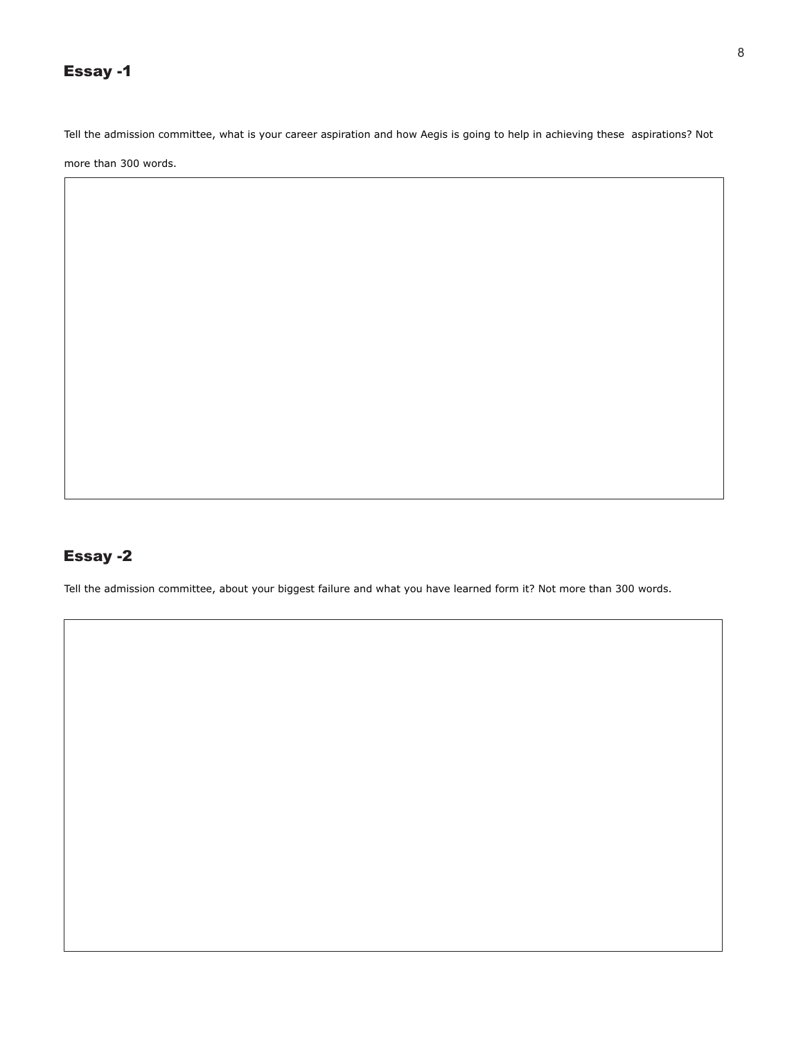## Essay -1

Tell the admission committee, what is your career aspiration and how Aegis is going to help in achieving these aspirations? Not more than 300 words.

## Essay -2

Tell the admission committee, about your biggest failure and what you have learned form it? Not more than 300 words.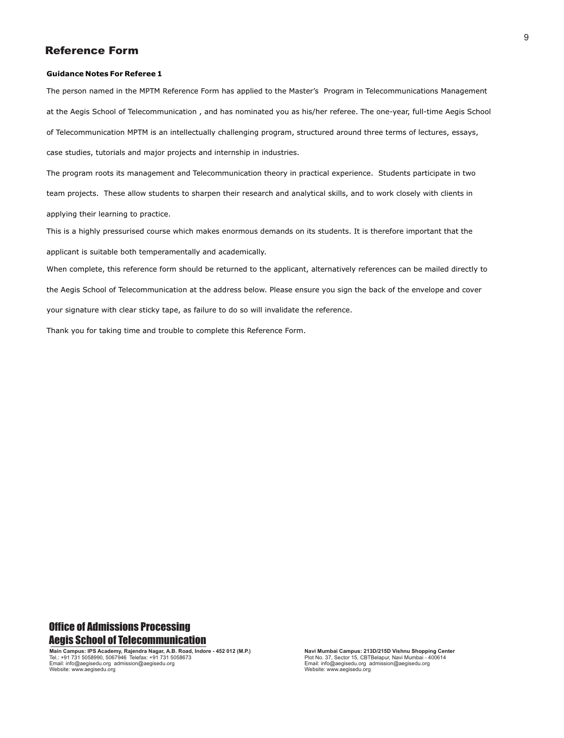## Reference Form

**Guidance Notes For Referee 1**

The person named in the MPTM Reference Form has applied to the Master's Program in Telecommunications Management at the Aegis School of Telecommunication , and has nominated you as his/her referee. The one-year, full-time Aegis School of Telecommunication MPTM is an intellectually challenging program, structured around three terms of lectures, essays, case studies, tutorials and major projects and internship in industries.

The program roots its management and Telecommunication theory in practical experience. Students participate in two team projects. These allow students to sharpen their research and analytical skills, and to work closely with clients in applying their learning to practice.

This is a highly pressurised course which makes enormous demands on its students. It is therefore important that the applicant is suitable both temperamentally and academically.

When complete, this reference form should be returned to the applicant, alternatively references can be mailed directly to the Aegis School of Telecommunication at the address below. Please ensure you sign the back of the envelope and cover your signature with clear sticky tape, as failure to do so will invalidate the reference.

Thank you for taking time and trouble to complete this Reference Form.

**Office of Admissions Processing**
**Aegis School of Telecommunication**

**Main Campus: IPS Academy, Rajendra Nagar, A.B. Road, Indore - 452 012 (M.P.)**
Tel.: +91 731 5058990, 5067946 Telefax: +91 731 5058673
Email: info@aegisedu.org admission@aegisedu.org
Website: www.aegisedu.org

**Navi Mumbai Campus: 213D/215D Vishnu Shopping Center**
Plot No. 37, Sector 15, CBTBelapur, Navi Mumbai - 400614
Email: info@aegisedu.org admission@aegisedu.org
Website: www.aegisedu.org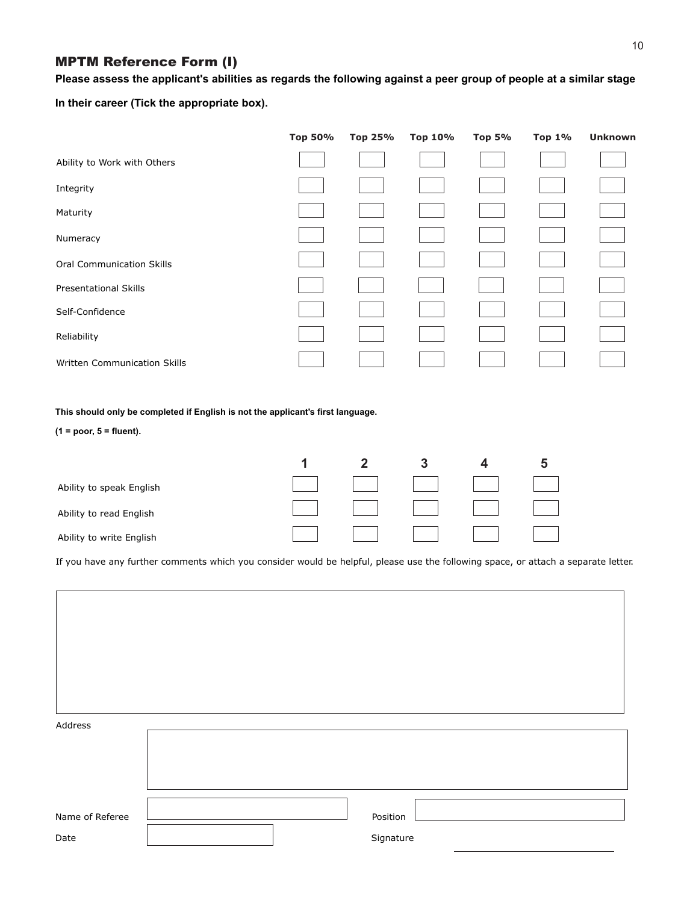## MPTM Reference Form (I)

**Please assess the applicant's abilities as regards the following against a peer group of people at a similar stage**

**In their career (Tick the appropriate box).**

| | Top 50% | Top 25% | Top 10% | Top 5% | Top 1% | Unknown |
|---|---|---|---|---|---|---|
| Ability to Work with Others | | | | | | |
| Integrity | | | | | | |
| Maturity | | | | | | |
| Numeracy | | | | | | |
| Oral Communication Skills | | | | | | |
| Presentational Skills | | | | | | |
| Self-Confidence | | | | | | |
| Reliability | | | | | | |
| Written Communication Skills | | | | | | |

**This should only be completed if English is not the applicant's first language.**

**(1 = poor, 5 = fluent).**

| | 1 | 2 | 3 | 4 | 5 |
|---|---|---|---|---|---|
| Ability to speak English | | | | | |
| Ability to read English | | | | | |
| Ability to write English | | | | | |

If you have any further comments which you consider would be helpful, please use the following space, or attach a separate letter.

Address

Name of Referee

Position

Date

Signature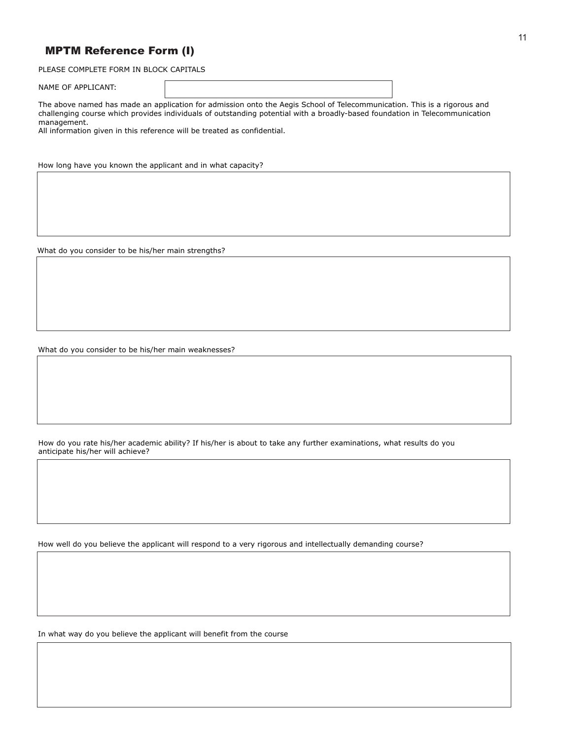## MPTM Reference Form (I)

PLEASE COMPLETE FORM IN BLOCK CAPITALS

NAME OF APPLICANT:

The above named has made an application for admission onto the Aegis School of Telecommunication. This is a rigorous and challenging course which provides individuals of outstanding potential with a broadly-based foundation in Telecommunication management.
All information given in this reference will be treated as confidential.

How long have you known the applicant and in what capacity?

What do you consider to be his/her main strengths?

What do you consider to be his/her main weaknesses?

How do you rate his/her academic ability? If his/her is about to take any further examinations, what results do you anticipate his/her will achieve?

How well do you believe the applicant will respond to a very rigorous and intellectually demanding course?

In what way do you believe the applicant will benefit from the course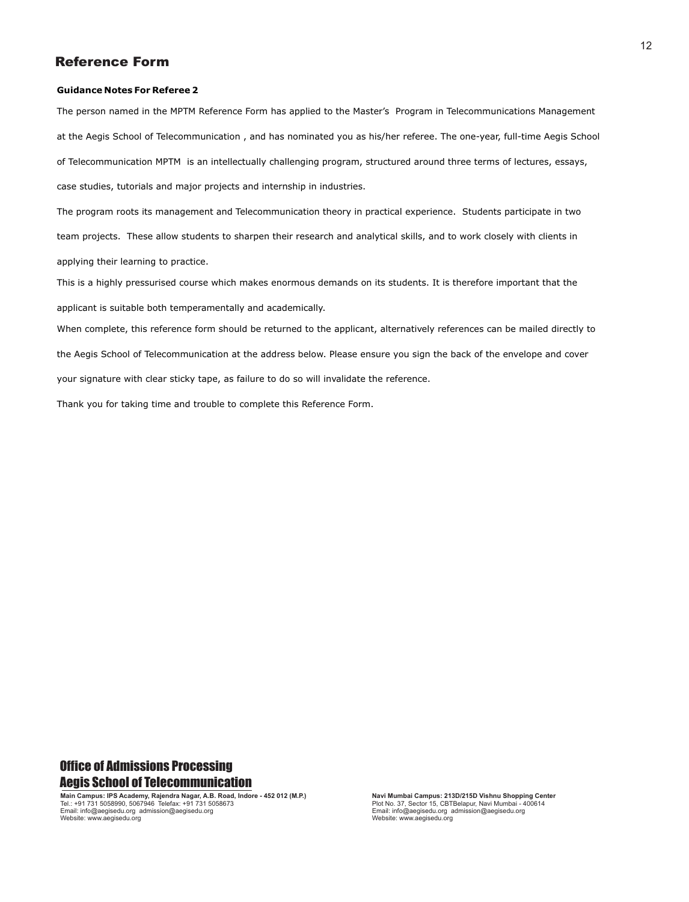## Reference Form

**Guidance Notes For Referee 2**

The person named in the MPTM Reference Form has applied to the Master's Program in Telecommunications Management at the Aegis School of Telecommunication , and has nominated you as his/her referee. The one-year, full-time Aegis School of Telecommunication MPTM is an intellectually challenging program, structured around three terms of lectures, essays, case studies, tutorials and major projects and internship in industries.

The program roots its management and Telecommunication theory in practical experience. Students participate in two team projects. These allow students to sharpen their research and analytical skills, and to work closely with clients in applying their learning to practice.

This is a highly pressurised course which makes enormous demands on its students. It is therefore important that the applicant is suitable both temperamentally and academically.

When complete, this reference form should be returned to the applicant, alternatively references can be mailed directly to the Aegis School of Telecommunication at the address below. Please ensure you sign the back of the envelope and cover your signature with clear sticky tape, as failure to do so will invalidate the reference.

Thank you for taking time and trouble to complete this Reference Form.

**Office of Admissions Processing**
**Aegis School of Telecommunication**

**Main Campus: IPS Academy, Rajendra Nagar, A.B. Road, Indore - 452 012 (M.P.)**
Tel.: +91 731 5058990, 5067946 Telefax: +91 731 5058673
Email: info@aegisedu.org admission@aegisedu.org
Website: www.aegisedu.org

**Navi Mumbai Campus: 213D/215D Vishnu Shopping Center**
Plot No. 37, Sector 15, CBTBelapur, Navi Mumbai - 400614
Email: info@aegisedu.org admission@aegisedu.org
Website: www.aegisedu.org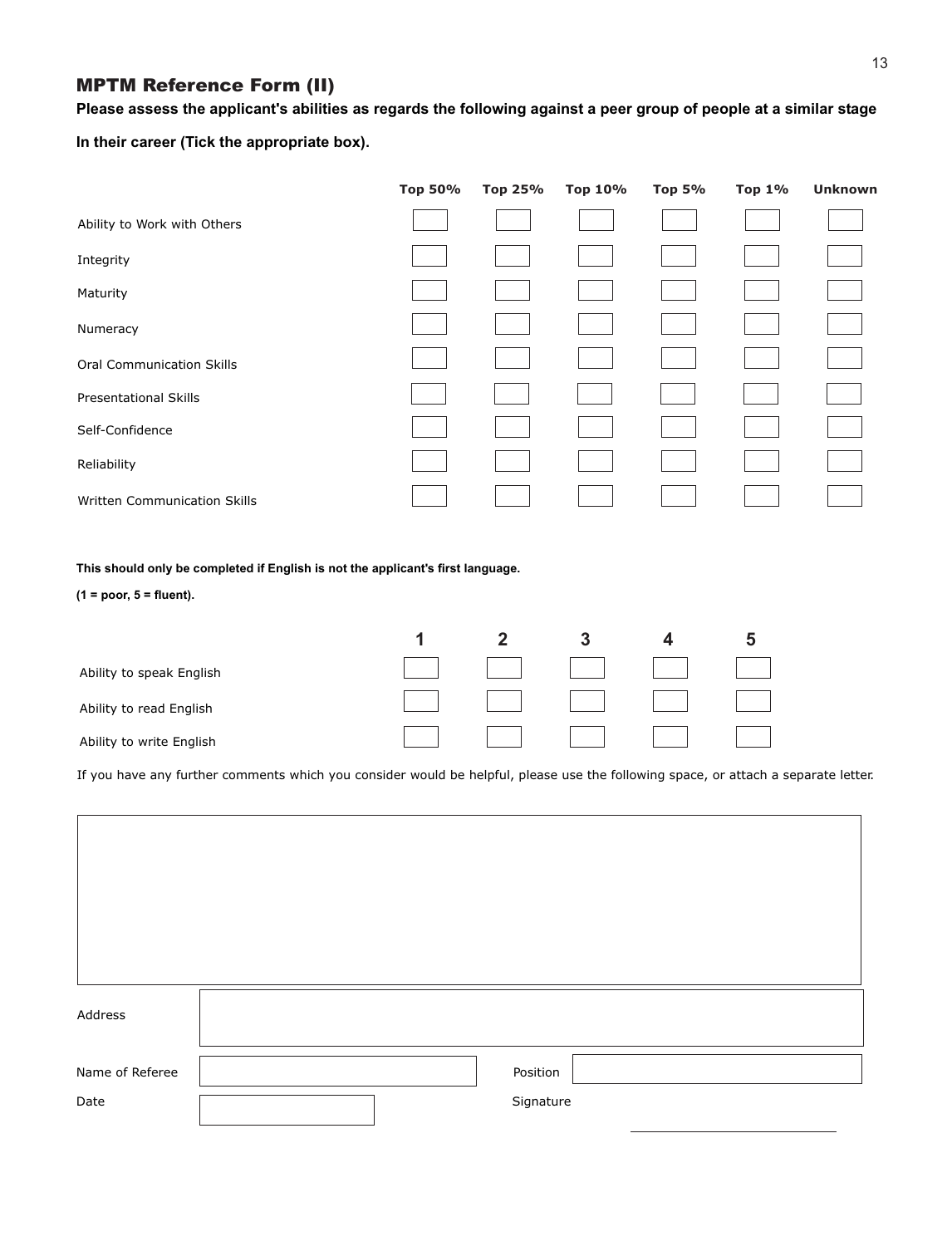## MPTM Reference Form (II)

**Please assess the applicant's abilities as regards the following against a peer group of people at a similar stage**

**In their career (Tick the appropriate box).**

| | Top 50% | Top 25% | Top 10% | Top 5% | Top 1% | Unknown |
|---|---|---|---|---|---|---|
| Ability to Work with Others | | | | | | |
| Integrity | | | | | | |
| Maturity | | | | | | |
| Numeracy | | | | | | |
| Oral Communication Skills | | | | | | |
| Presentational Skills | | | | | | |
| Self-Confidence | | | | | | |
| Reliability | | | | | | |
| Written Communication Skills | | | | | | |

**This should only be completed if English is not the applicant's first language.**

**(1 = poor, 5 = fluent).**

| | 1 | 2 | 3 | 4 | 5 |
|---|---|---|---|---|---|
| Ability to speak English | | | | | |
| Ability to read English | | | | | |
| Ability to write English | | | | | |

If you have any further comments which you consider would be helpful, please use the following space, or attach a separate letter.

| |
|---|
| |

| | | | |
|---|---|---|---|
| Address | | | |
| Name of Referee | | Position | |
| Date | | Signature | |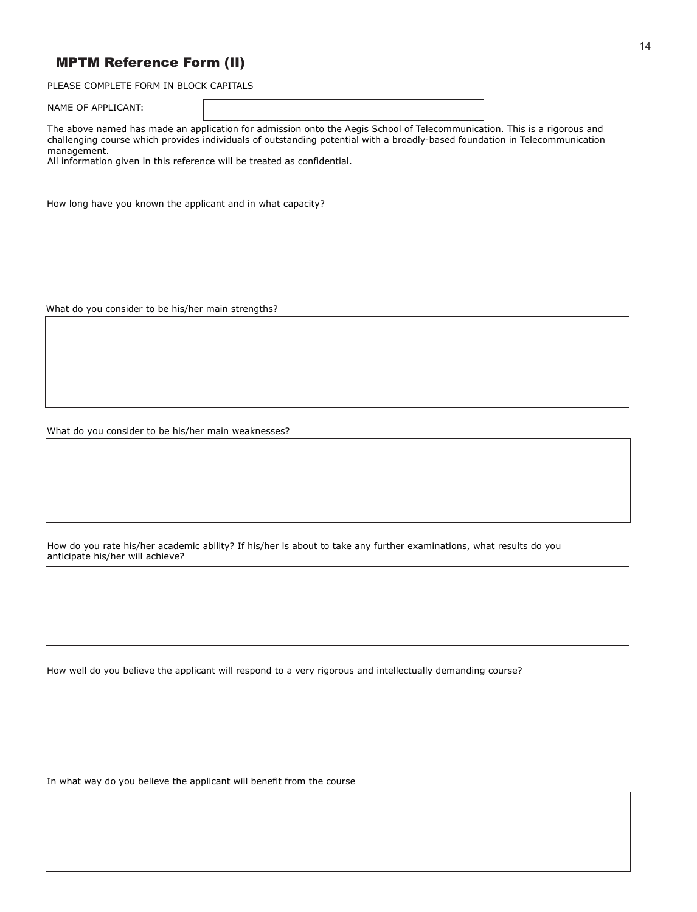## MPTM Reference Form (II)

PLEASE COMPLETE FORM IN BLOCK CAPITALS

NAME OF APPLICANT:

The above named has made an application for admission onto the Aegis School of Telecommunication. This is a rigorous and challenging course which provides individuals of outstanding potential with a broadly-based foundation in Telecommunication management.
All information given in this reference will be treated as confidential.

How long have you known the applicant and in what capacity?

What do you consider to be his/her main strengths?

What do you consider to be his/her main weaknesses?

How do you rate his/her academic ability? If his/her is about to take any further examinations, what results do you anticipate his/her will achieve?

How well do you believe the applicant will respond to a very rigorous and intellectually demanding course?

In what way do you believe the applicant will benefit from the course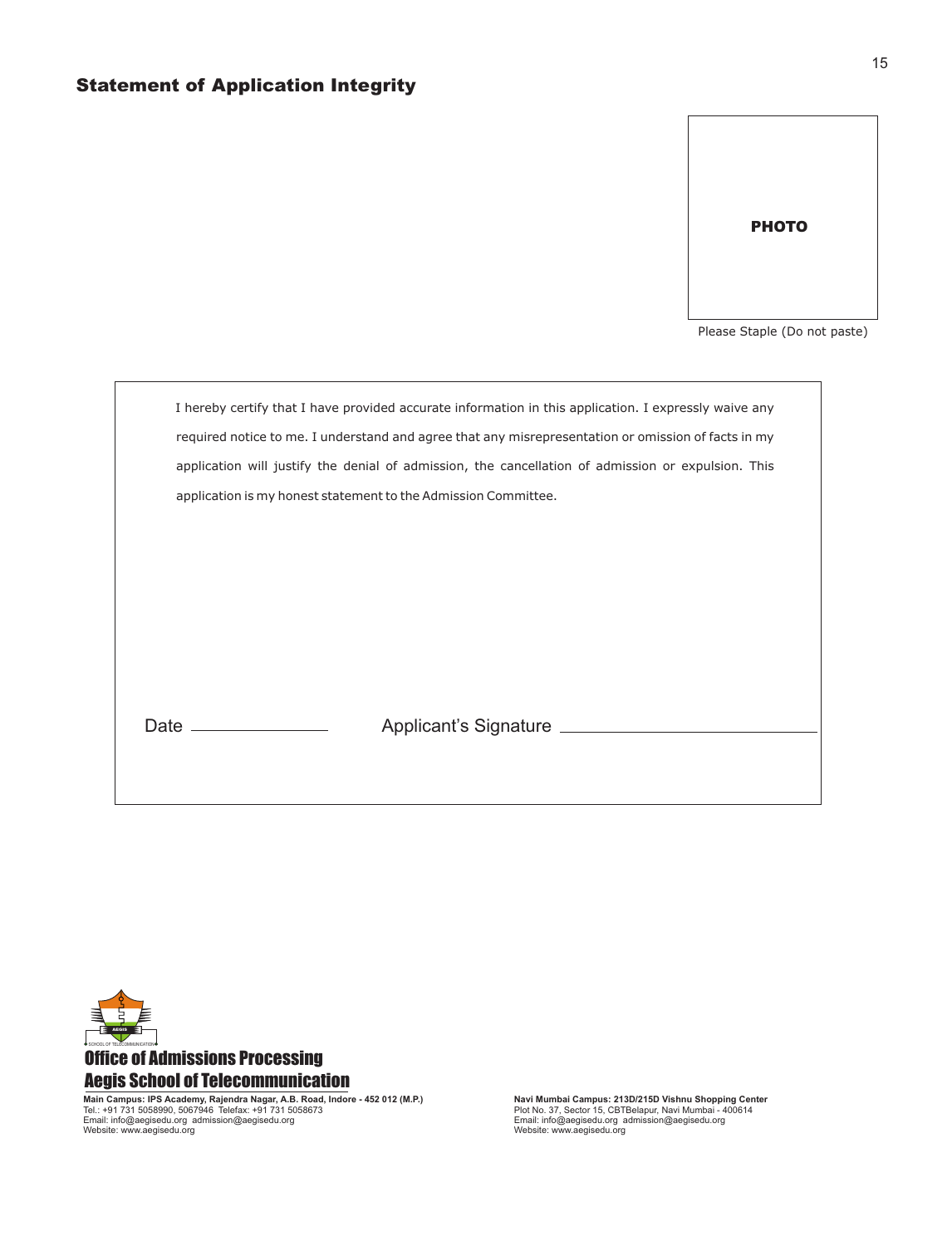## Statement of Application Integrity

PHOTO

Please Staple (Do not paste)

I hereby certify that I have provided accurate information in this application. I expressly waive any required notice to me. I understand and agree that any misrepresentation or omission of facts in my application will justify the denial of admission, the cancellation of admission or expulsion. This application is my honest statement to the Admission Committee.

Date ______________ Applicant's Signature ______________________________

**Office of Admissions Processing**
**Aegis School of Telecommunication**

**Main Campus: IPS Academy, Rajendra Nagar, A.B. Road, Indore - 452 012 (M.P.)**
Tel.: +91 731 5058990, 5067946 Telefax: +91 731 5058673
Email: info@aegisedu.org admission@aegisedu.org
Website: www.aegisedu.org

**Navi Mumbai Campus: 213D/215D Vishnu Shopping Center**
Plot No. 37, Sector 15, CBTBelapur, Navi Mumbai - 400614
Email: info@aegisedu.org admission@aegisedu.org
Website: www.aegisedu.org